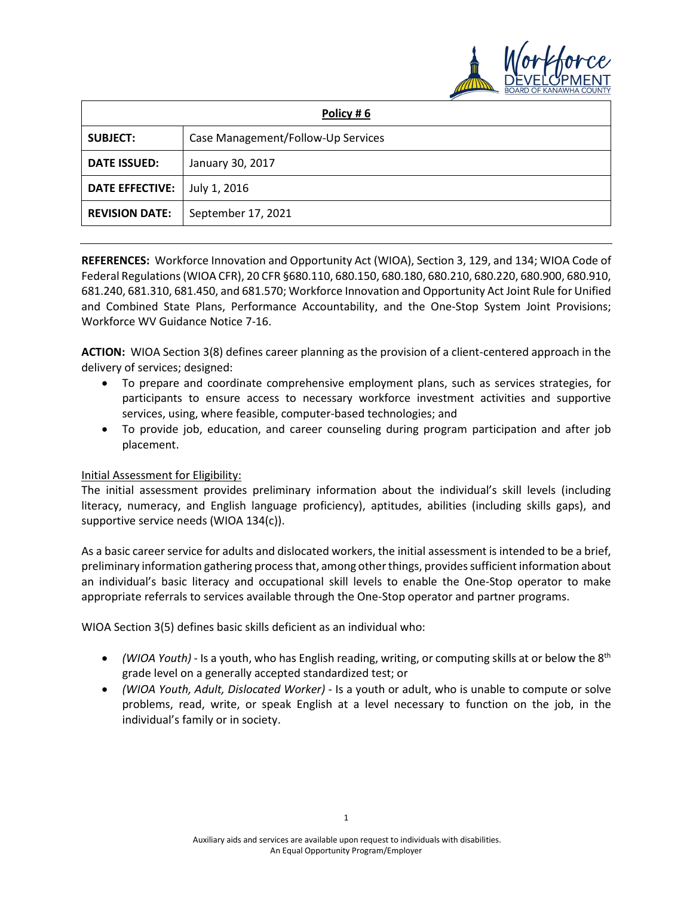| **Policy # 6** | |
|---|---|
| **SUBJECT:** | Case Management/Follow-Up Services |
| **DATE ISSUED:** | January 30, 2017 |
| **DATE EFFECTIVE:** | July 1, 2016 |
| **REVISION DATE:** | September 17, 2021 |

---

**REFERENCES:** Workforce Innovation and Opportunity Act (WIOA), Section 3, 129, and 134; WIOA Code of Federal Regulations (WIOA CFR), 20 CFR §680.110, 680.150, 680.180, 680.210, 680.220, 680.900, 680.910, 681.240, 681.310, 681.450, and 681.570; Workforce Innovation and Opportunity Act Joint Rule for Unified and Combined State Plans, Performance Accountability, and the One-Stop System Joint Provisions; Workforce WV Guidance Notice 7-16.

**ACTION:** WIOA Section 3(8) defines career planning as the provision of a client-centered approach in the delivery of services; designed:

- To prepare and coordinate comprehensive employment plans, such as services strategies, for participants to ensure access to necessary workforce investment activities and supportive services, using, where feasible, computer-based technologies; and
- To provide job, education, and career counseling during program participation and after job placement.

<u>Initial Assessment for Eligibility:</u>
The initial assessment provides preliminary information about the individual's skill levels (including literacy, numeracy, and English language proficiency), aptitudes, abilities (including skills gaps), and supportive service needs (WIOA 134(c)).

As a basic career service for adults and dislocated workers, the initial assessment is intended to be a brief, preliminary information gathering process that, among other things, provides sufficient information about an individual's basic literacy and occupational skill levels to enable the One-Stop operator to make appropriate referrals to services available through the One-Stop operator and partner programs.

WIOA Section 3(5) defines basic skills deficient as an individual who:

- *(WIOA Youth)* - Is a youth, who has English reading, writing, or computing skills at or below the 8th grade level on a generally accepted standardized test; or
- *(WIOA Youth, Adult, Dislocated Worker)* - Is a youth or adult, who is unable to compute or solve problems, read, write, or speak English at a level necessary to function on the job, in the individual's family or in society.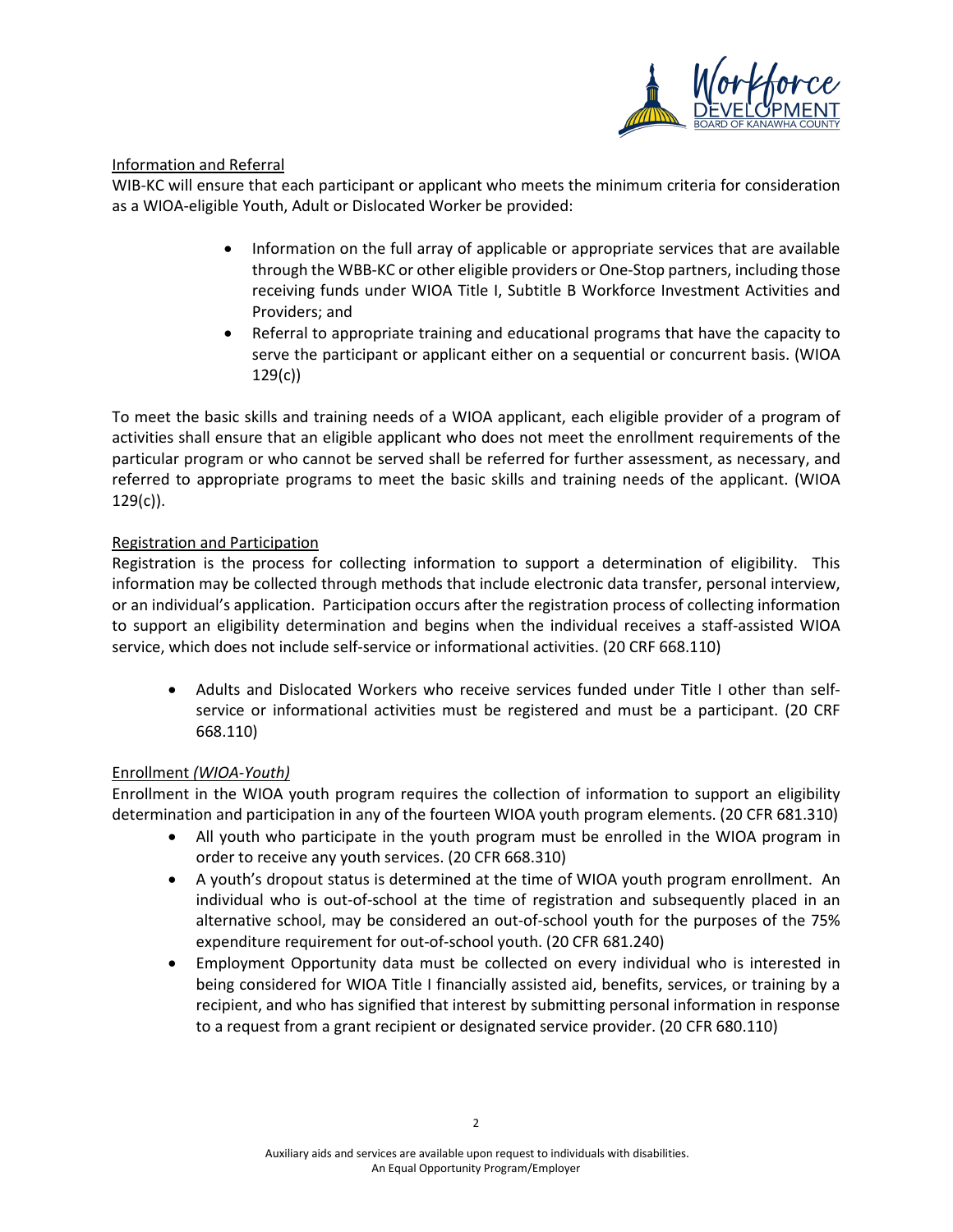Information and Referral

WIB-KC will ensure that each participant or applicant who meets the minimum criteria for consideration as a WIOA-eligible Youth, Adult or Dislocated Worker be provided:

- Information on the full array of applicable or appropriate services that are available through the WBB-KC or other eligible providers or One-Stop partners, including those receiving funds under WIOA Title I, Subtitle B Workforce Investment Activities and Providers; and
- Referral to appropriate training and educational programs that have the capacity to serve the participant or applicant either on a sequential or concurrent basis. (WIOA 129(c))

To meet the basic skills and training needs of a WIOA applicant, each eligible provider of a program of activities shall ensure that an eligible applicant who does not meet the enrollment requirements of the particular program or who cannot be served shall be referred for further assessment, as necessary, and referred to appropriate programs to meet the basic skills and training needs of the applicant. (WIOA 129(c)).

Registration and Participation

Registration is the process for collecting information to support a determination of eligibility. This information may be collected through methods that include electronic data transfer, personal interview, or an individual's application. Participation occurs after the registration process of collecting information to support an eligibility determination and begins when the individual receives a staff-assisted WIOA service, which does not include self-service or informational activities. (20 CRF 668.110)

- Adults and Dislocated Workers who receive services funded under Title I other than self-service or informational activities must be registered and must be a participant. (20 CRF 668.110)

Enrollment *(WIOA-Youth)*

Enrollment in the WIOA youth program requires the collection of information to support an eligibility determination and participation in any of the fourteen WIOA youth program elements. (20 CFR 681.310)

- All youth who participate in the youth program must be enrolled in the WIOA program in order to receive any youth services. (20 CFR 668.310)
- A youth's dropout status is determined at the time of WIOA youth program enrollment. An individual who is out-of-school at the time of registration and subsequently placed in an alternative school, may be considered an out-of-school youth for the purposes of the 75% expenditure requirement for out-of-school youth. (20 CFR 681.240)
- Employment Opportunity data must be collected on every individual who is interested in being considered for WIOA Title I financially assisted aid, benefits, services, or training by a recipient, and who has signified that interest by submitting personal information in response to a request from a grant recipient or designated service provider. (20 CFR 680.110)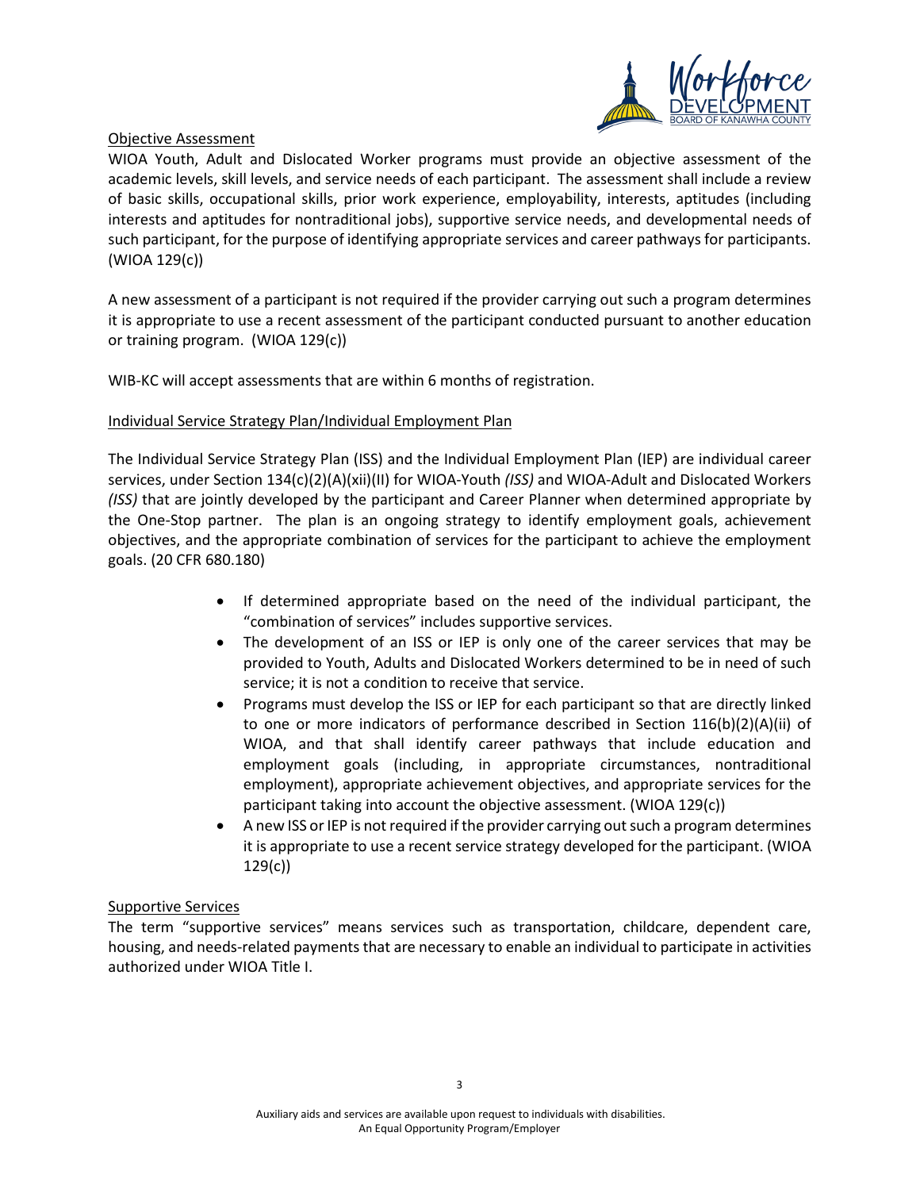## Objective Assessment

WIOA Youth, Adult and Dislocated Worker programs must provide an objective assessment of the academic levels, skill levels, and service needs of each participant. The assessment shall include a review of basic skills, occupational skills, prior work experience, employability, interests, aptitudes (including interests and aptitudes for nontraditional jobs), supportive service needs, and developmental needs of such participant, for the purpose of identifying appropriate services and career pathways for participants. (WIOA 129(c))

A new assessment of a participant is not required if the provider carrying out such a program determines it is appropriate to use a recent assessment of the participant conducted pursuant to another education or training program. (WIOA 129(c))

WIB-KC will accept assessments that are within 6 months of registration.

## Individual Service Strategy Plan/Individual Employment Plan

The Individual Service Strategy Plan (ISS) and the Individual Employment Plan (IEP) are individual career services, under Section 134(c)(2)(A)(xii)(II) for WIOA-Youth *(ISS)* and WIOA-Adult and Dislocated Workers *(ISS)* that are jointly developed by the participant and Career Planner when determined appropriate by the One-Stop partner. The plan is an ongoing strategy to identify employment goals, achievement objectives, and the appropriate combination of services for the participant to achieve the employment goals. (20 CFR 680.180)

- If determined appropriate based on the need of the individual participant, the "combination of services" includes supportive services.
- The development of an ISS or IEP is only one of the career services that may be provided to Youth, Adults and Dislocated Workers determined to be in need of such service; it is not a condition to receive that service.
- Programs must develop the ISS or IEP for each participant so that are directly linked to one or more indicators of performance described in Section 116(b)(2)(A)(ii) of WIOA, and that shall identify career pathways that include education and employment goals (including, in appropriate circumstances, nontraditional employment), appropriate achievement objectives, and appropriate services for the participant taking into account the objective assessment. (WIOA 129(c))
- A new ISS or IEP is not required if the provider carrying out such a program determines it is appropriate to use a recent service strategy developed for the participant. (WIOA 129(c))

## Supportive Services

The term "supportive services" means services such as transportation, childcare, dependent care, housing, and needs-related payments that are necessary to enable an individual to participate in activities authorized under WIOA Title I.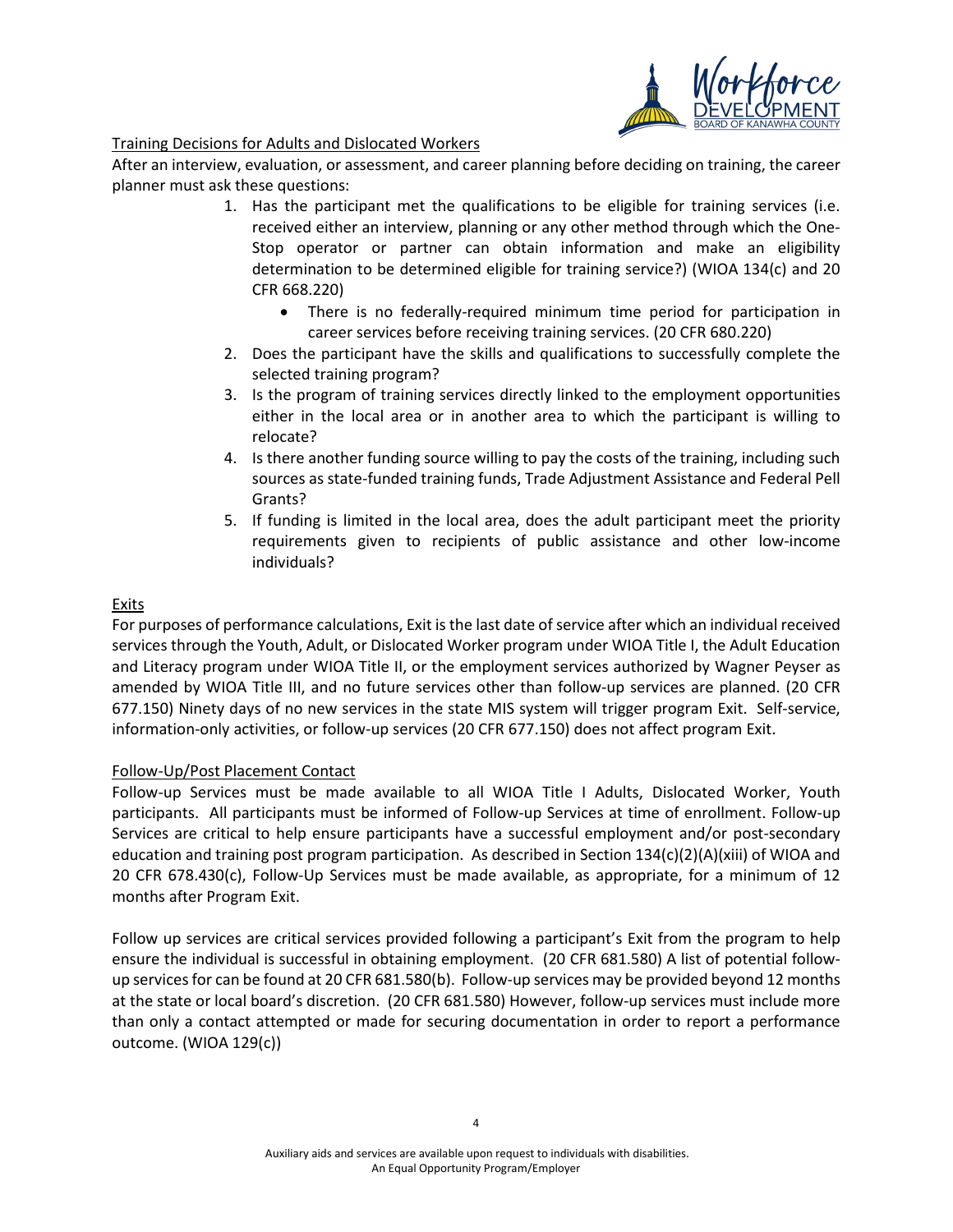Training Decisions for Adults and Dislocated Workers

After an interview, evaluation, or assessment, and career planning before deciding on training, the career planner must ask these questions:

1. Has the participant met the qualifications to be eligible for training services (i.e. received either an interview, planning or any other method through which the One-Stop operator or partner can obtain information and make an eligibility determination to be determined eligible for training service?) (WIOA 134(c) and 20 CFR 668.220)
   - There is no federally-required minimum time period for participation in career services before receiving training services. (20 CFR 680.220)
2. Does the participant have the skills and qualifications to successfully complete the selected training program?
3. Is the program of training services directly linked to the employment opportunities either in the local area or in another area to which the participant is willing to relocate?
4. Is there another funding source willing to pay the costs of the training, including such sources as state-funded training funds, Trade Adjustment Assistance and Federal Pell Grants?
5. If funding is limited in the local area, does the adult participant meet the priority requirements given to recipients of public assistance and other low-income individuals?

Exits

For purposes of performance calculations, Exit is the last date of service after which an individual received services through the Youth, Adult, or Dislocated Worker program under WIOA Title I, the Adult Education and Literacy program under WIOA Title II, or the employment services authorized by Wagner Peyser as amended by WIOA Title III, and no future services other than follow-up services are planned. (20 CFR 677.150) Ninety days of no new services in the state MIS system will trigger program Exit. Self-service, information-only activities, or follow-up services (20 CFR 677.150) does not affect program Exit.

Follow-Up/Post Placement Contact

Follow-up Services must be made available to all WIOA Title I Adults, Dislocated Worker, Youth participants. All participants must be informed of Follow-up Services at time of enrollment. Follow-up Services are critical to help ensure participants have a successful employment and/or post-secondary education and training post program participation. As described in Section 134(c)(2)(A)(xiii) of WIOA and 20 CFR 678.430(c), Follow-Up Services must be made available, as appropriate, for a minimum of 12 months after Program Exit.

Follow up services are critical services provided following a participant's Exit from the program to help ensure the individual is successful in obtaining employment. (20 CFR 681.580) A list of potential follow-up services for can be found at 20 CFR 681.580(b). Follow-up services may be provided beyond 12 months at the state or local board's discretion. (20 CFR 681.580) However, follow-up services must include more than only a contact attempted or made for securing documentation in order to report a performance outcome. (WIOA 129(c))